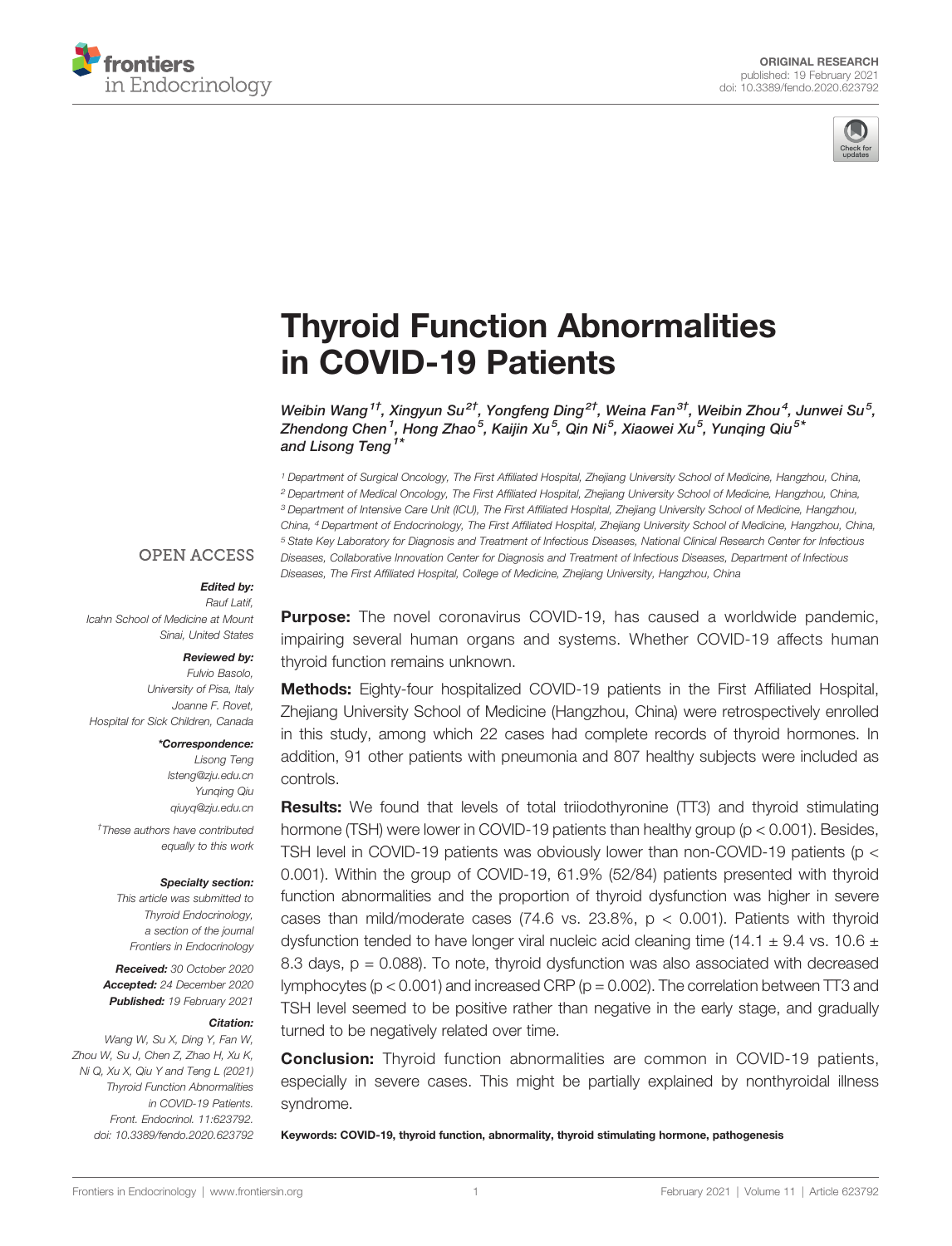ORIGINAL RESEARCH
published: 19 February 2021
doi: 10.3389/fendo.2020.623792

# Thyroid Function Abnormalities in COVID-19 Patients

*Weibin Wang*[1†], *Xingyun Su*[2†], *Yongfeng Ding*[2†], *Weina Fan*[3†], *Weibin Zhou*[4], *Junwei Su*[5], *Zhendong Chen*[1], *Hong Zhao*[5], *Kaijin Xu*[5], *Qin Ni*[5], *Xiaowei Xu*[5], *Yunqing Qiu*[5*] and *Lisong Teng*[1*]

[1] Department of Surgical Oncology, The First Affiliated Hospital, Zhejiang University School of Medicine, Hangzhou, China, [2] Department of Medical Oncology, The First Affiliated Hospital, Zhejiang University School of Medicine, Hangzhou, China, [3] Department of Intensive Care Unit (ICU), The First Affiliated Hospital, Zhejiang University School of Medicine, Hangzhou, China, [4] Department of Endocrinology, The First Affiliated Hospital, Zhejiang University School of Medicine, Hangzhou, China, [5] State Key Laboratory for Diagnosis and Treatment of Infectious Diseases, National Clinical Research Center for Infectious Diseases, Collaborative Innovation Center for Diagnosis and Treatment of Infectious Diseases, Department of Infectious Diseases, The First Affiliated Hospital, College of Medicine, Zhejiang University, Hangzhou, China

OPEN ACCESS

***Edited by:***
Rauf Latif,
Icahn School of Medicine at Mount Sinai, United States

***Reviewed by:***
Fulvio Basolo,
University of Pisa, Italy
Joanne F. Rovet,
Hospital for Sick Children, Canada

***\*Correspondence:***
Lisong Teng
lsteng@zju.edu.cn
Yunqing Qiu
qiuyq@zju.edu.cn

†These authors have contributed equally to this work

***Specialty section:***
This article was submitted to Thyroid Endocrinology, a section of the journal Frontiers in Endocrinology

***Received:*** 30 October 2020
***Accepted:*** 24 December 2020
***Published:*** 19 February 2021

***Citation:***
Wang W, Su X, Ding Y, Fan W, Zhou W, Su J, Chen Z, Zhao H, Xu K, Ni Q, Xu X, Qiu Y and Teng L (2021) Thyroid Function Abnormalities in COVID-19 Patients. Front. Endocrinol. 11:623792. doi: 10.3389/fendo.2020.623792

**Purpose:** The novel coronavirus COVID-19, has caused a worldwide pandemic, impairing several human organs and systems. Whether COVID-19 affects human thyroid function remains unknown.

**Methods:** Eighty-four hospitalized COVID-19 patients in the First Affiliated Hospital, Zhejiang University School of Medicine (Hangzhou, China) were retrospectively enrolled in this study, among which 22 cases had complete records of thyroid hormones. In addition, 91 other patients with pneumonia and 807 healthy subjects were included as controls.

**Results:** We found that levels of total triiodothyronine (TT3) and thyroid stimulating hormone (TSH) were lower in COVID-19 patients than healthy group ($p < 0.001$). Besides, TSH level in COVID-19 patients was obviously lower than non-COVID-19 patients ($p < 0.001$). Within the group of COVID-19, 61.9% (52/84) patients presented with thyroid function abnormalities and the proportion of thyroid dysfunction was higher in severe cases than mild/moderate cases (74.6 vs. 23.8%, $p < 0.001$). Patients with thyroid dysfunction tended to have longer viral nucleic acid cleaning time ($14.1 \pm 9.4$ vs. $10.6 \pm 8.3$ days, $p = 0.088$). To note, thyroid dysfunction was also associated with decreased lymphocytes ($p < 0.001$) and increased CRP ($p = 0.002$). The correlation between TT3 and TSH level seemed to be positive rather than negative in the early stage, and gradually turned to be negatively related over time.

**Conclusion:** Thyroid function abnormalities are common in COVID-19 patients, especially in severe cases. This might be partially explained by nonthyroidal illness syndrome.

**Keywords: COVID-19, thyroid function, abnormality, thyroid stimulating hormone, pathogenesis**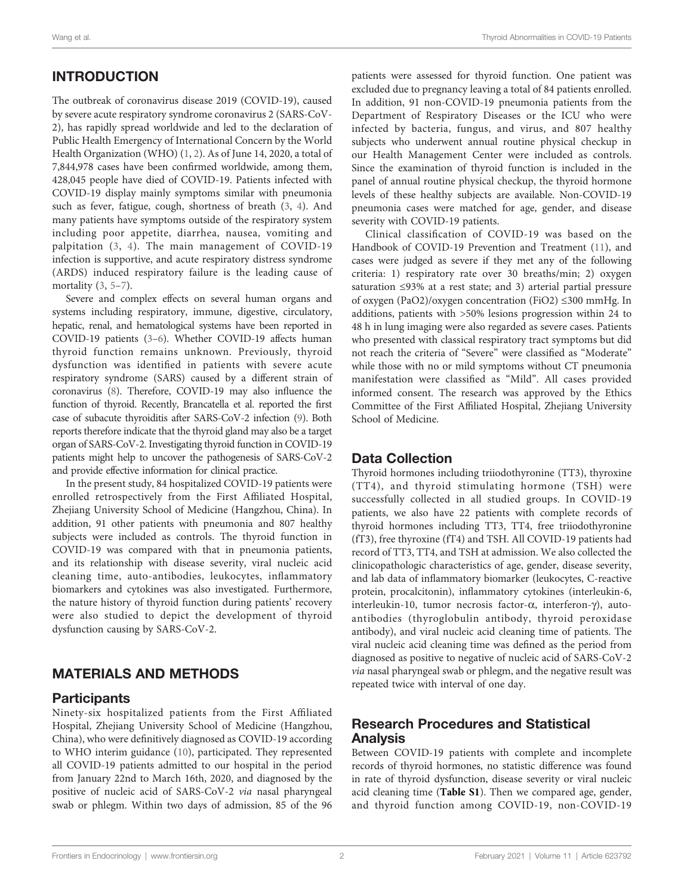## INTRODUCTION

The outbreak of coronavirus disease 2019 (COVID-19), caused by severe acute respiratory syndrome coronavirus 2 (SARS-CoV-2), has rapidly spread worldwide and led to the declaration of Public Health Emergency of International Concern by the World Health Organization (WHO) (1, 2). As of June 14, 2020, a total of 7,844,978 cases have been confirmed worldwide, among them, 428,045 people have died of COVID-19. Patients infected with COVID-19 display mainly symptoms similar with pneumonia such as fever, fatigue, cough, shortness of breath (3, 4). And many patients have symptoms outside of the respiratory system including poor appetite, diarrhea, nausea, vomiting and palpitation (3, 4). The main management of COVID-19 infection is supportive, and acute respiratory distress syndrome (ARDS) induced respiratory failure is the leading cause of mortality (3, 5–7).

Severe and complex effects on several human organs and systems including respiratory, immune, digestive, circulatory, hepatic, renal, and hematological systems have been reported in COVID-19 patients (3–6). Whether COVID-19 affects human thyroid function remains unknown. Previously, thyroid dysfunction was identified in patients with severe acute respiratory syndrome (SARS) caused by a different strain of coronavirus (8). Therefore, COVID-19 may also influence the function of thyroid. Recently, Brancatella et al. reported the first case of subacute thyroiditis after SARS-CoV-2 infection (9). Both reports therefore indicate that the thyroid gland may also be a target organ of SARS-CoV-2. Investigating thyroid function in COVID-19 patients might help to uncover the pathogenesis of SARS-CoV-2 and provide effective information for clinical practice.

In the present study, 84 hospitalized COVID-19 patients were enrolled retrospectively from the First Affiliated Hospital, Zhejiang University School of Medicine (Hangzhou, China). In addition, 91 other patients with pneumonia and 807 healthy subjects were included as controls. The thyroid function in COVID-19 was compared with that in pneumonia patients, and its relationship with disease severity, viral nucleic acid cleaning time, auto-antibodies, leukocytes, inflammatory biomarkers and cytokines was also investigated. Furthermore, the nature history of thyroid function during patients' recovery were also studied to depict the development of thyroid dysfunction causing by SARS-CoV-2.

## MATERIALS AND METHODS

### Participants

Ninety-six hospitalized patients from the First Affiliated Hospital, Zhejiang University School of Medicine (Hangzhou, China), who were definitively diagnosed as COVID-19 according to WHO interim guidance (10), participated. They represented all COVID-19 patients admitted to our hospital in the period from January 22nd to March 16th, 2020, and diagnosed by the positive of nucleic acid of SARS-CoV-2 *via* nasal pharyngeal swab or phlegm. Within two days of admission, 85 of the 96 patients were assessed for thyroid function. One patient was excluded due to pregnancy leaving a total of 84 patients enrolled. In addition, 91 non-COVID-19 pneumonia patients from the Department of Respiratory Diseases or the ICU who were infected by bacteria, fungus, and virus, and 807 healthy subjects who underwent annual routine physical checkup in our Health Management Center were included as controls. Since the examination of thyroid function is included in the panel of annual routine physical checkup, the thyroid hormone levels of these healthy subjects are available. Non-COVID-19 pneumonia cases were matched for age, gender, and disease severity with COVID-19 patients.

Clinical classification of COVID-19 was based on the Handbook of COVID-19 Prevention and Treatment (11), and cases were judged as severe if they met any of the following criteria: 1) respiratory rate over 30 breaths/min; 2) oxygen saturation ≤93% at a rest state; and 3) arterial partial pressure of oxygen (PaO2)/oxygen concentration (FiO2) ≤300 mmHg. In additions, patients with >50% lesions progression within 24 to 48 h in lung imaging were also regarded as severe cases. Patients who presented with classical respiratory tract symptoms but did not reach the criteria of "Severe" were classified as "Moderate" while those with no or mild symptoms without CT pneumonia manifestation were classified as "Mild". All cases provided informed consent. The research was approved by the Ethics Committee of the First Affiliated Hospital, Zhejiang University School of Medicine.

### Data Collection

Thyroid hormones including triiodothyronine (TT3), thyroxine (TT4), and thyroid stimulating hormone (TSH) were successfully collected in all studied groups. In COVID-19 patients, we also have 22 patients with complete records of thyroid hormones including TT3, TT4, free triiodothyronine (fT3), free thyroxine (fT4) and TSH. All COVID-19 patients had record of TT3, TT4, and TSH at admission. We also collected the clinicopathologic characteristics of age, gender, disease severity, and lab data of inflammatory biomarker (leukocytes, C-reactive protein, procalcitonin), inflammatory cytokines (interleukin-6, interleukin-10, tumor necrosis factor-α, interferon-γ), auto-antibodies (thyroglobulin antibody, thyroid peroxidase antibody), and viral nucleic acid cleaning time of patients. The viral nucleic acid cleaning time was defined as the period from diagnosed as positive to negative of nucleic acid of SARS-CoV-2 *via* nasal pharyngeal swab or phlegm, and the negative result was repeated twice with interval of one day.

### Research Procedures and Statistical Analysis

Between COVID-19 patients with complete and incomplete records of thyroid hormones, no statistic difference was found in rate of thyroid dysfunction, disease severity or viral nucleic acid cleaning time (**Table S1**). Then we compared age, gender, and thyroid function among COVID-19, non-COVID-19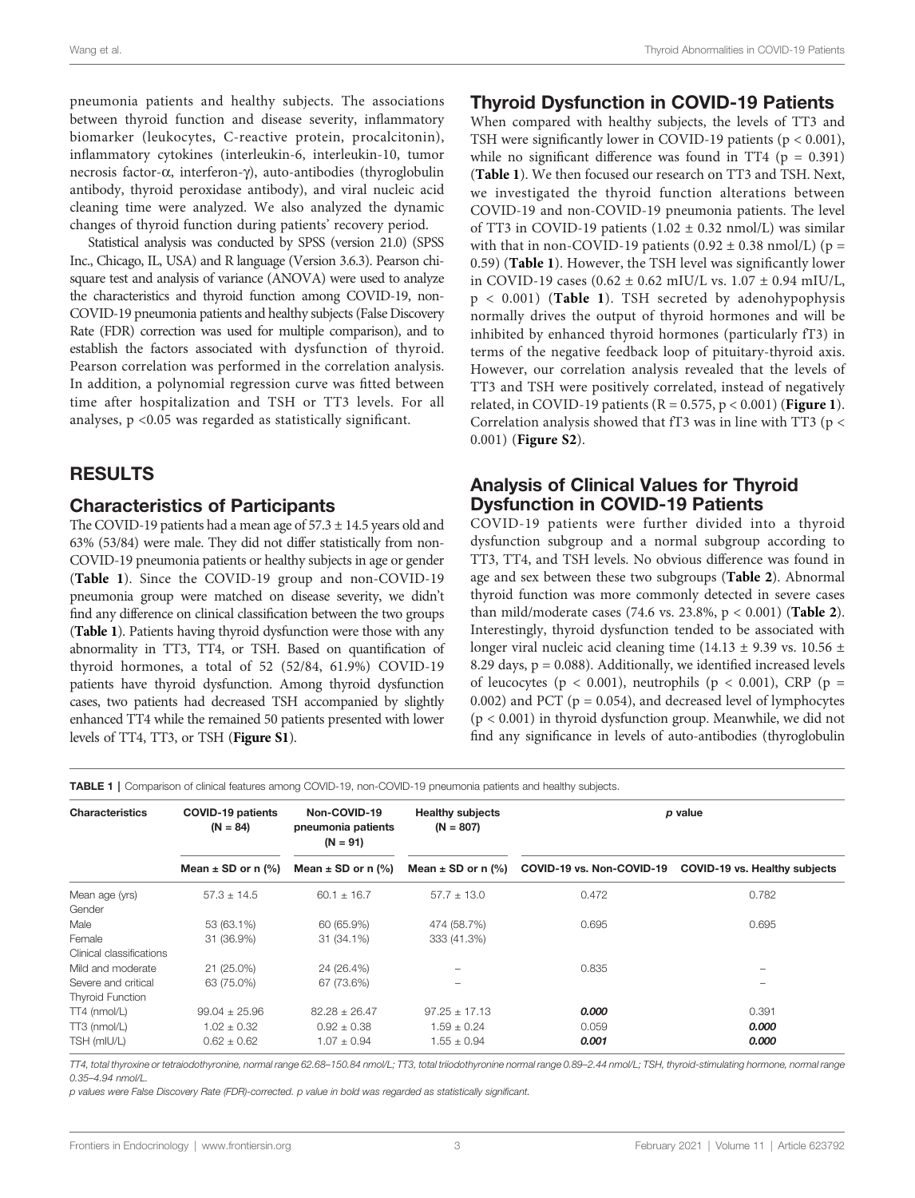pneumonia patients and healthy subjects. The associations between thyroid function and disease severity, inflammatory biomarker (leukocytes, C-reactive protein, procalcitonin), inflammatory cytokines (interleukin-6, interleukin-10, tumor necrosis factor-α, interferon-γ), auto-antibodies (thyroglobulin antibody, thyroid peroxidase antibody), and viral nucleic acid cleaning time were analyzed. We also analyzed the dynamic changes of thyroid function during patients' recovery period.

Statistical analysis was conducted by SPSS (version 21.0) (SPSS Inc., Chicago, IL, USA) and R language (Version 3.6.3). Pearson chi-square test and analysis of variance (ANOVA) were used to analyze the characteristics and thyroid function among COVID-19, non-COVID-19 pneumonia patients and healthy subjects (False Discovery Rate (FDR) correction was used for multiple comparison), and to establish the factors associated with dysfunction of thyroid. Pearson correlation was performed in the correlation analysis. In addition, a polynomial regression curve was fitted between time after hospitalization and TSH or TT3 levels. For all analyses, $p < 0.05$ was regarded as statistically significant.

## RESULTS

### Characteristics of Participants

The COVID-19 patients had a mean age of 57.3 ± 14.5 years old and 63% (53/84) were male. They did not differ statistically from non-COVID-19 pneumonia patients or healthy subjects in age or gender (**Table 1**). Since the COVID-19 group and non-COVID-19 pneumonia group were matched on disease severity, we didn't find any difference on clinical classification between the two groups (**Table 1**). Patients having thyroid dysfunction were those with any abnormality in TT3, TT4, or TSH. Based on quantification of thyroid hormones, a total of 52 (52/84, 61.9%) COVID-19 patients have thyroid dysfunction. Among thyroid dysfunction cases, two patients had decreased TSH accompanied by slightly enhanced TT4 while the remained 50 patients presented with lower levels of TT4, TT3, or TSH (**Figure S1**).

### Thyroid Dysfunction in COVID-19 Patients

When compared with healthy subjects, the levels of TT3 and TSH were significantly lower in COVID-19 patients ($p < 0.001$), while no significant difference was found in TT4 ($p = 0.391$) (**Table 1**). We then focused our research on TT3 and TSH. Next, we investigated the thyroid function alterations between COVID-19 and non-COVID-19 pneumonia patients. The level of TT3 in COVID-19 patients (1.02 ± 0.32 nmol/L) was similar with that in non-COVID-19 patients (0.92 ± 0.38 nmol/L) ($p = 0.59$) (**Table 1**). However, the TSH level was significantly lower in COVID-19 cases (0.62 ± 0.62 mIU/L vs. 1.07 ± 0.94 mIU/L, $p < 0.001$) (**Table 1**). TSH secreted by adenohypophysis normally drives the output of thyroid hormones and will be inhibited by enhanced thyroid hormones (particularly fT3) in terms of the negative feedback loop of pituitary-thyroid axis. However, our correlation analysis revealed that the levels of TT3 and TSH were positively correlated, instead of negatively related, in COVID-19 patients ($R = 0.575$, $p < 0.001$) (**Figure 1**). Correlation analysis showed that fT3 was in line with TT3 ($p < 0.001$) (**Figure S2**).

### Analysis of Clinical Values for Thyroid Dysfunction in COVID-19 Patients

COVID-19 patients were further divided into a thyroid dysfunction subgroup and a normal subgroup according to TT3, TT4, and TSH levels. No obvious difference was found in age and sex between these two subgroups (**Table 2**). Abnormal thyroid function was more commonly detected in severe cases than mild/moderate cases (74.6 vs. 23.8%, $p < 0.001$) (**Table 2**). Interestingly, thyroid dysfunction tended to be associated with longer viral nucleic acid cleaning time (14.13 ± 9.39 vs. 10.56 ± 8.29 days, $p = 0.088$). Additionally, we identified increased levels of leucocytes ($p < 0.001$), neutrophils ($p < 0.001$), CRP ($p = 0.002$) and PCT ($p = 0.054$), and decreased level of lymphocytes ($p < 0.001$) in thyroid dysfunction group. Meanwhile, we did not find any significance in levels of auto-antibodies (thyroglobulin

**TABLE 1** | Comparison of clinical features among COVID-19, non-COVID-19 pneumonia patients and healthy subjects.

| Characteristics | COVID-19 patients (N = 84) | Non-COVID-19 pneumonia patients (N = 91) | Healthy subjects (N = 807) | *p* value | |
|---|---|---|---|---|---|
| | Mean ± SD or n (%) | Mean ± SD or n (%) | Mean ± SD or n (%) | COVID-19 vs. Non-COVID-19 | COVID-19 vs. Healthy subjects |
| Mean age (yrs) | 57.3 ± 14.5 | 60.1 ± 16.7 | 57.7 ± 13.0 | 0.472 | 0.782 |
| Gender | | | | | |
| Male | 53 (63.1%) | 60 (65.9%) | 474 (58.7%) | 0.695 | 0.695 |
| Female | 31 (36.9%) | 31 (34.1%) | 333 (41.3%) | | |
| Clinical classifications | | | | | |
| Mild and moderate | 21 (25.0%) | 24 (26.4%) | – | 0.835 | – |
| Severe and critical | 63 (75.0%) | 67 (73.6%) | – | | – |
| Thyroid Function | | | | | |
| TT4 (nmol/L) | 99.04 ± 25.96 | 82.28 ± 26.47 | 97.25 ± 17.13 | ***0.000*** | 0.391 |
| TT3 (nmol/L) | 1.02 ± 0.32 | 0.92 ± 0.38 | 1.59 ± 0.24 | 0.059 | ***0.000*** |
| TSH (mIU/L) | 0.62 ± 0.62 | 1.07 ± 0.94 | 1.55 ± 0.94 | ***0.001*** | ***0.000*** |

*TT4, total thyroxine or tetraiodothyronine, normal range 62.68–150.84 nmol/L; TT3, total triiodothyronine normal range 0.89–2.44 nmol/L; TSH, thyroid-stimulating hormone, normal range 0.35–4.94 nmol/L.*

*p values were False Discovery Rate (FDR)-corrected. p value in bold was regarded as statistically significant.*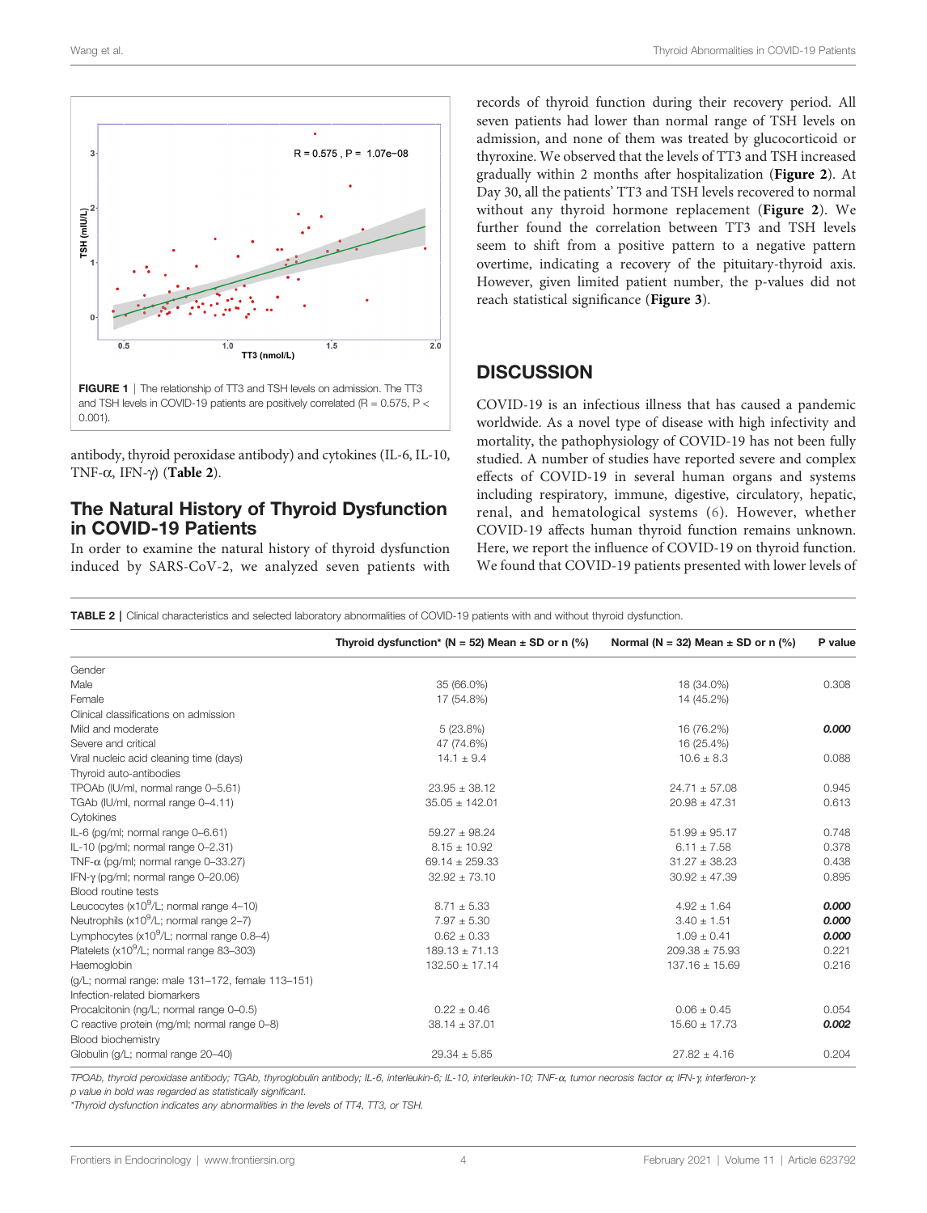FIGURE 1 | The relationship of TT3 and TSH levels on admission. The TT3 and TSH levels in COVID-19 patients are positively correlated ($R = 0.575$, $P < 0.001$).

antibody, thyroid peroxidase antibody) and cytokines (IL-6, IL-10, TNF-α, IFN-γ) (**Table 2**).

## The Natural History of Thyroid Dysfunction in COVID-19 Patients

In order to examine the natural history of thyroid dysfunction induced by SARS-CoV-2, we analyzed seven patients with records of thyroid function during their recovery period. All seven patients had lower than normal range of TSH levels on admission, and none of them was treated by glucocorticoid or thyroxine. We observed that the levels of TT3 and TSH increased gradually within 2 months after hospitalization (**Figure 2**). At Day 30, all the patients' TT3 and TSH levels recovered to normal without any thyroid hormone replacement (**Figure 2**). We further found the correlation between TT3 and TSH levels seem to shift from a positive pattern to a negative pattern overtime, indicating a recovery of the pituitary-thyroid axis. However, given limited patient number, the p-values did not reach statistical significance (**Figure 3**).

## DISCUSSION

COVID-19 is an infectious illness that has caused a pandemic worldwide. As a novel type of disease with high infectivity and mortality, the pathophysiology of COVID-19 has not been fully studied. A number of studies have reported severe and complex effects of COVID-19 in several human organs and systems including respiratory, immune, digestive, circulatory, hepatic, renal, and hematological systems (6). However, whether COVID-19 affects human thyroid function remains unknown. Here, we report the influence of COVID-19 on thyroid function. We found that COVID-19 patients presented with lower levels of

**TABLE 2** | Clinical characteristics and selected laboratory abnormalities of COVID-19 patients with and without thyroid dysfunction.

| | Thyroid dysfunction* (N = 52) Mean ± SD or n (%) | Normal (N = 32) Mean ± SD or n (%) | P value |
|---|---|---|---|
| Gender | | | |
| Male | 35 (66.0%) | 18 (34.0%) | 0.308 |
| Female | 17 (54.8%) | 14 (45.2%) | |
| Clinical classifications on admission | | | |
| Mild and moderate | 5 (23.8%) | 16 (76.2%) | ***0.000*** |
| Severe and critical | 47 (74.6%) | 16 (25.4%) | |
| Viral nucleic acid cleaning time (days) | 14.1 ± 9.4 | 10.6 ± 8.3 | 0.088 |
| Thyroid auto-antibodies | | | |
| TPOAb (IU/ml, normal range 0–5.61) | 23.95 ± 38.12 | 24.71 ± 57.08 | 0.945 |
| TGAb (IU/ml, normal range 0–4.11) | 35.05 ± 142.01 | 20.98 ± 47.31 | 0.613 |
| Cytokines | | | |
| IL-6 (pg/ml; normal range 0–6.61) | 59.27 ± 98.24 | 51.99 ± 95.17 | 0.748 |
| IL-10 (pg/ml; normal range 0–2.31) | 8.15 ± 10.92 | 6.11 ± 7.58 | 0.378 |
| TNF-α (pg/ml; normal range 0–33.27) | 69.14 ± 259.33 | 31.27 ± 38.23 | 0.438 |
| IFN-γ (pg/ml; normal range 0–20.06) | 32.92 ± 73.10 | 30.92 ± 47.39 | 0.895 |
| Blood routine tests | | | |
| Leucocytes ($\times 10^9$/L; normal range 4–10) | 8.71 ± 5.33 | 4.92 ± 1.64 | ***0.000*** |
| Neutrophils ($\times 10^9$/L; normal range 2–7) | 7.97 ± 5.30 | 3.40 ± 1.51 | ***0.000*** |
| Lymphocytes ($\times 10^9$/L; normal range 0.8–4) | 0.62 ± 0.33 | 1.09 ± 0.41 | ***0.000*** |
| Platelets ($\times 10^9$/L; normal range 83–303) | 189.13 ± 71.13 | 209.38 ± 75.93 | 0.221 |
| Haemoglobin | 132.50 ± 17.14 | 137.16 ± 15.69 | 0.216 |
| (g/L; normal range: male 131–172, female 113–151) | | | |
| Infection-related biomarkers | | | |
| Procalcitonin (ng/L; normal range 0–0.5) | 0.22 ± 0.46 | 0.06 ± 0.45 | 0.054 |
| C reactive protein (mg/ml; normal range 0–8) | 38.14 ± 37.01 | 15.60 ± 17.73 | ***0.002*** |
| Blood biochemistry | | | |
| Globulin (g/L; normal range 20–40) | 29.34 ± 5.85 | 27.82 ± 4.16 | 0.204 |

*TPOAb, thyroid peroxidase antibody; TGAb, thyroglobulin antibody; IL-6, interleukin-6; IL-10, interleukin-10; TNF-α, tumor necrosis factor α; IFN-γ, interferon-γ.*
*p value in bold was regarded as statistically significant.*
*\*Thyroid dysfunction indicates any abnormalities in the levels of TT4, TT3, or TSH.*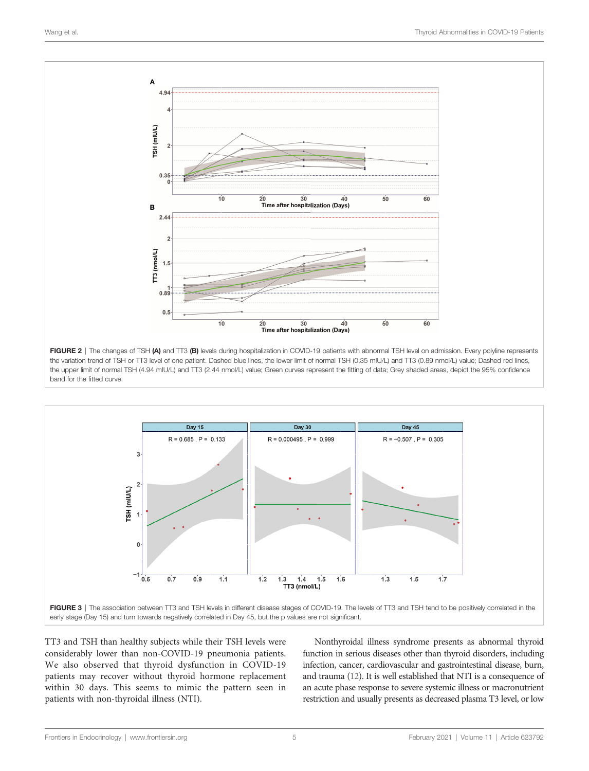FIGURE 2 | The changes of TSH **(A)** and TT3 **(B)** levels during hospitalization in COVID-19 patients with abnormal TSH level on admission. Every polyline represents the variation trend of TSH or TT3 level of one patient. Dashed blue lines, the lower limit of normal TSH (0.35 mIU/L) and TT3 (0.89 nmol/L) value; Dashed red lines, the upper limit of normal TSH (4.94 mIU/L) and TT3 (2.44 nmol/L) value; Green curves represent the fitting of data; Grey shaded areas, depict the 95% confidence band for the fitted curve.

FIGURE 3 | The association between TT3 and TSH levels in different disease stages of COVID-19. The levels of TT3 and TSH tend to be positively correlated in the early stage (Day 15) and turn towards negatively correlated in Day 45, but the p values are not significant.

TT3 and TSH than healthy subjects while their TSH levels were considerably lower than non-COVID-19 pneumonia patients. We also observed that thyroid dysfunction in COVID-19 patients may recover without thyroid hormone replacement within 30 days. This seems to mimic the pattern seen in patients with non-thyroidal illness (NTI).

Nonthyroidal illness syndrome presents as abnormal thyroid function in serious diseases other than thyroid disorders, including infection, cancer, cardiovascular and gastrointestinal disease, burn, and trauma (12). It is well established that NTI is a consequence of an acute phase response to severe systemic illness or macronutrient restriction and usually presents as decreased plasma T3 level, or low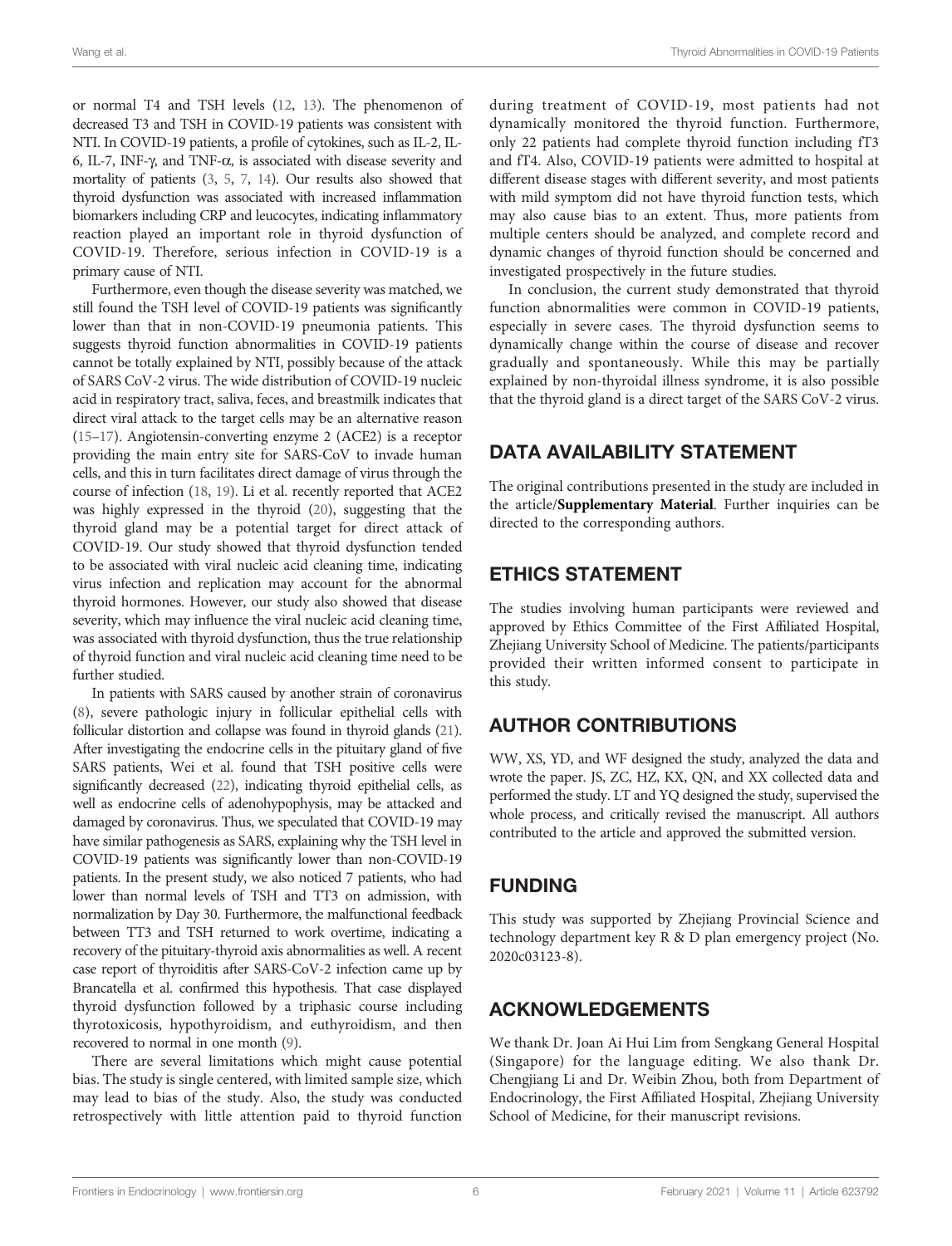or normal T4 and TSH levels (12, 13). The phenomenon of decreased T3 and TSH in COVID-19 patients was consistent with NTI. In COVID-19 patients, a profile of cytokines, such as IL-2, IL-6, IL-7, INF-γ, and TNF-α, is associated with disease severity and mortality of patients (3, 5, 7, 14). Our results also showed that thyroid dysfunction was associated with increased inflammation biomarkers including CRP and leucocytes, indicating inflammatory reaction played an important role in thyroid dysfunction of COVID-19. Therefore, serious infection in COVID-19 is a primary cause of NTI.

Furthermore, even though the disease severity was matched, we still found the TSH level of COVID-19 patients was significantly lower than that in non-COVID-19 pneumonia patients. This suggests thyroid function abnormalities in COVID-19 patients cannot be totally explained by NTI, possibly because of the attack of SARS CoV-2 virus. The wide distribution of COVID-19 nucleic acid in respiratory tract, saliva, feces, and breastmilk indicates that direct viral attack to the target cells may be an alternative reason (15–17). Angiotensin-converting enzyme 2 (ACE2) is a receptor providing the main entry site for SARS-CoV to invade human cells, and this in turn facilitates direct damage of virus through the course of infection (18, 19). Li et al. recently reported that ACE2 was highly expressed in the thyroid (20), suggesting that the thyroid gland may be a potential target for direct attack of COVID-19. Our study showed that thyroid dysfunction tended to be associated with viral nucleic acid cleaning time, indicating virus infection and replication may account for the abnormal thyroid hormones. However, our study also showed that disease severity, which may influence the viral nucleic acid cleaning time, was associated with thyroid dysfunction, thus the true relationship of thyroid function and viral nucleic acid cleaning time need to be further studied.

In patients with SARS caused by another strain of coronavirus (8), severe pathologic injury in follicular epithelial cells with follicular distortion and collapse was found in thyroid glands (21). After investigating the endocrine cells in the pituitary gland of five SARS patients, Wei et al. found that TSH positive cells were significantly decreased (22), indicating thyroid epithelial cells, as well as endocrine cells of adenohypophysis, may be attacked and damaged by coronavirus. Thus, we speculated that COVID-19 may have similar pathogenesis as SARS, explaining why the TSH level in COVID-19 patients was significantly lower than non-COVID-19 patients. In the present study, we also noticed 7 patients, who had lower than normal levels of TSH and TT3 on admission, with normalization by Day 30. Furthermore, the malfunctional feedback between TT3 and TSH returned to work overtime, indicating a recovery of the pituitary-thyroid axis abnormalities as well. A recent case report of thyroiditis after SARS-CoV-2 infection came up by Brancatella et al. confirmed this hypothesis. That case displayed thyroid dysfunction followed by a triphasic course including thyrotoxicosis, hypothyroidism, and euthyroidism, and then recovered to normal in one month (9).

There are several limitations which might cause potential bias. The study is single centered, with limited sample size, which may lead to bias of the study. Also, the study was conducted retrospectively with little attention paid to thyroid function during treatment of COVID-19, most patients had not dynamically monitored the thyroid function. Furthermore, only 22 patients had complete thyroid function including fT3 and fT4. Also, COVID-19 patients were admitted to hospital at different disease stages with different severity, and most patients with mild symptom did not have thyroid function tests, which may also cause bias to an extent. Thus, more patients from multiple centers should be analyzed, and complete record and dynamic changes of thyroid function should be concerned and investigated prospectively in the future studies.

In conclusion, the current study demonstrated that thyroid function abnormalities were common in COVID-19 patients, especially in severe cases. The thyroid dysfunction seems to dynamically change within the course of disease and recover gradually and spontaneously. While this may be partially explained by non-thyroidal illness syndrome, it is also possible that the thyroid gland is a direct target of the SARS CoV-2 virus.

## DATA AVAILABILITY STATEMENT

The original contributions presented in the study are included in the article/**Supplementary Material**. Further inquiries can be directed to the corresponding authors.

## ETHICS STATEMENT

The studies involving human participants were reviewed and approved by Ethics Committee of the First Affiliated Hospital, Zhejiang University School of Medicine. The patients/participants provided their written informed consent to participate in this study.

## AUTHOR CONTRIBUTIONS

WW, XS, YD, and WF designed the study, analyzed the data and wrote the paper. JS, ZC, HZ, KX, QN, and XX collected data and performed the study. LT and YQ designed the study, supervised the whole process, and critically revised the manuscript. All authors contributed to the article and approved the submitted version.

## FUNDING

This study was supported by Zhejiang Provincial Science and technology department key R & D plan emergency project (No. 2020c03123-8).

## ACKNOWLEDGEMENTS

We thank Dr. Joan Ai Hui Lim from Sengkang General Hospital (Singapore) for the language editing. We also thank Dr. Chengjiang Li and Dr. Weibin Zhou, both from Department of Endocrinology, the First Affiliated Hospital, Zhejiang University School of Medicine, for their manuscript revisions.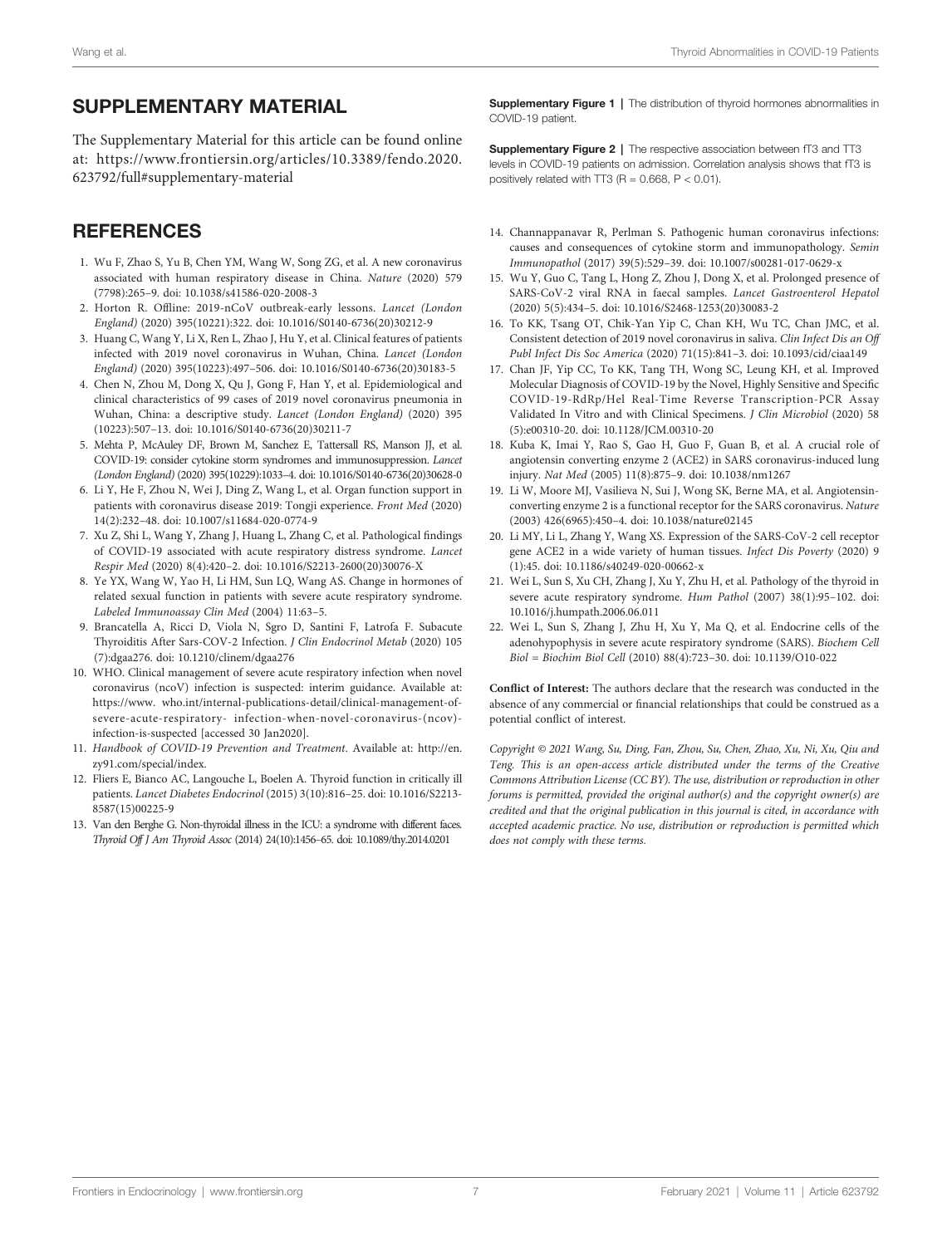## SUPPLEMENTARY MATERIAL

The Supplementary Material for this article can be found online at: https://www.frontiersin.org/articles/10.3389/fendo.2020.623792/full#supplementary-material

**Supplementary Figure 1 |** The distribution of thyroid hormones abnormalities in COVID-19 patient.

**Supplementary Figure 2 |** The respective association between fT3 and TT3 levels in COVID-19 patients on admission. Correlation analysis shows that fT3 is positively related with TT3 ($R = 0.668$, $P < 0.01$).

## REFERENCES

1. Wu F, Zhao S, Yu B, Chen YM, Wang W, Song ZG, et al. A new coronavirus associated with human respiratory disease in China. *Nature* (2020) 579 (7798):265–9. doi: 10.1038/s41586-020-2008-3
2. Horton R. Offline: 2019-nCoV outbreak-early lessons. *Lancet (London England)* (2020) 395(10221):322. doi: 10.1016/S0140-6736(20)30212-9
3. Huang C, Wang Y, Li X, Ren L, Zhao J, Hu Y, et al. Clinical features of patients infected with 2019 novel coronavirus in Wuhan, China. *Lancet (London England)* (2020) 395(10223):497–506. doi: 10.1016/S0140-6736(20)30183-5
4. Chen N, Zhou M, Dong X, Qu J, Gong F, Han Y, et al. Epidemiological and clinical characteristics of 99 cases of 2019 novel coronavirus pneumonia in Wuhan, China: a descriptive study. *Lancet (London England)* (2020) 395 (10223):507–13. doi: 10.1016/S0140-6736(20)30211-7
5. Mehta P, McAuley DF, Brown M, Sanchez E, Tattersall RS, Manson JJ, et al. COVID-19: consider cytokine storm syndromes and immunosuppression. *Lancet (London England)* (2020) 395(10229):1033–4. doi: 10.1016/S0140-6736(20)30628-0
6. Li Y, He F, Zhou N, Wei J, Ding Z, Wang L, et al. Organ function support in patients with coronavirus disease 2019: Tongji experience. *Front Med* (2020) 14(2):232–48. doi: 10.1007/s11684-020-0774-9
7. Xu Z, Shi L, Wang Y, Zhang J, Huang L, Zhang C, et al. Pathological findings of COVID-19 associated with acute respiratory distress syndrome. *Lancet Respir Med* (2020) 8(4):420–2. doi: 10.1016/S2213-2600(20)30076-X
8. Ye YX, Wang W, Yao H, Li HM, Sun LQ, Wang AS. Change in hormones of related sexual function in patients with severe acute respiratory syndrome. *Labeled Immunoassay Clin Med* (2004) 11:63–5.
9. Brancatella A, Ricci D, Viola N, Sgro D, Santini F, Latrofa F. Subacute Thyroiditis After Sars-COV-2 Infection. *J Clin Endocrinol Metab* (2020) 105 (7):dgaa276. doi: 10.1210/clinem/dgaa276
10. WHO. Clinical management of severe acute respiratory infection when novel coronavirus (ncoV) infection is suspected: interim guidance. Available at: https://www. who.int/internal-publications-detail/clinical-management-of-severe-acute-respiratory- infection-when-novel-coronavirus-(ncov)-infection-is-suspected [accessed 30 Jan2020].
11. *Handbook of COVID-19 Prevention and Treatment*. Available at: http://en. zy91.com/special/index.
12. Fliers E, Bianco AC, Langouche L, Boelen A. Thyroid function in critically ill patients. *Lancet Diabetes Endocrinol* (2015) 3(10):816–25. doi: 10.1016/S2213-8587(15)00225-9
13. Van den Berghe G. Non-thyroidal illness in the ICU: a syndrome with different faces. *Thyroid Off J Am Thyroid Assoc* (2014) 24(10):1456–65. doi: 10.1089/thy.2014.0201
14. Channappanavar R, Perlman S. Pathogenic human coronavirus infections: causes and consequences of cytokine storm and immunopathology. *Semin Immunopathol* (2017) 39(5):529–39. doi: 10.1007/s00281-017-0629-x
15. Wu Y, Guo C, Tang L, Hong Z, Zhou J, Dong X, et al. Prolonged presence of SARS-CoV-2 viral RNA in faecal samples. *Lancet Gastroenterol Hepatol* (2020) 5(5):434–5. doi: 10.1016/S2468-1253(20)30083-2
16. To KK, Tsang OT, Chik-Yan Yip C, Chan KH, Wu TC, Chan JMC, et al. Consistent detection of 2019 novel coronavirus in saliva. *Clin Infect Dis an Off Publ Infect Dis Soc America* (2020) 71(15):841–3. doi: 10.1093/cid/ciaa149
17. Chan JF, Yip CC, To KK, Tang TH, Wong SC, Leung KH, et al. Improved Molecular Diagnosis of COVID-19 by the Novel, Highly Sensitive and Specific COVID-19-RdRp/Hel Real-Time Reverse Transcription-PCR Assay Validated In Vitro and with Clinical Specimens. *J Clin Microbiol* (2020) 58 (5):e00310-20. doi: 10.1128/JCM.00310-20
18. Kuba K, Imai Y, Rao S, Gao H, Guo F, Guan B, et al. A crucial role of angiotensin converting enzyme 2 (ACE2) in SARS coronavirus-induced lung injury. *Nat Med* (2005) 11(8):875–9. doi: 10.1038/nm1267
19. Li W, Moore MJ, Vasilieva N, Sui J, Wong SK, Berne MA, et al. Angiotensin-converting enzyme 2 is a functional receptor for the SARS coronavirus. *Nature* (2003) 426(6965):450–4. doi: 10.1038/nature02145
20. Li MY, Li L, Zhang Y, Wang XS. Expression of the SARS-CoV-2 cell receptor gene ACE2 in a wide variety of human tissues. *Infect Dis Poverty* (2020) 9 (1):45. doi: 10.1186/s40249-020-00662-x
21. Wei L, Sun S, Xu CH, Zhang J, Xu Y, Zhu H, et al. Pathology of the thyroid in severe acute respiratory syndrome. *Hum Pathol* (2007) 38(1):95–102. doi: 10.1016/j.humpath.2006.06.011
22. Wei L, Sun S, Zhang J, Zhu H, Xu Y, Ma Q, et al. Endocrine cells of the adenohypophysis in severe acute respiratory syndrome (SARS). *Biochem Cell Biol = Biochim Biol Cell* (2010) 88(4):723–30. doi: 10.1139/O10-022

**Conflict of Interest:** The authors declare that the research was conducted in the absence of any commercial or financial relationships that could be construed as a potential conflict of interest.

*Copyright © 2021 Wang, Su, Ding, Fan, Zhou, Su, Chen, Zhao, Xu, Ni, Xu, Qiu and Teng. This is an open-access article distributed under the terms of the Creative Commons Attribution License (CC BY). The use, distribution or reproduction in other forums is permitted, provided the original author(s) and the copyright owner(s) are credited and that the original publication in this journal is cited, in accordance with accepted academic practice. No use, distribution or reproduction is permitted which does not comply with these terms.*